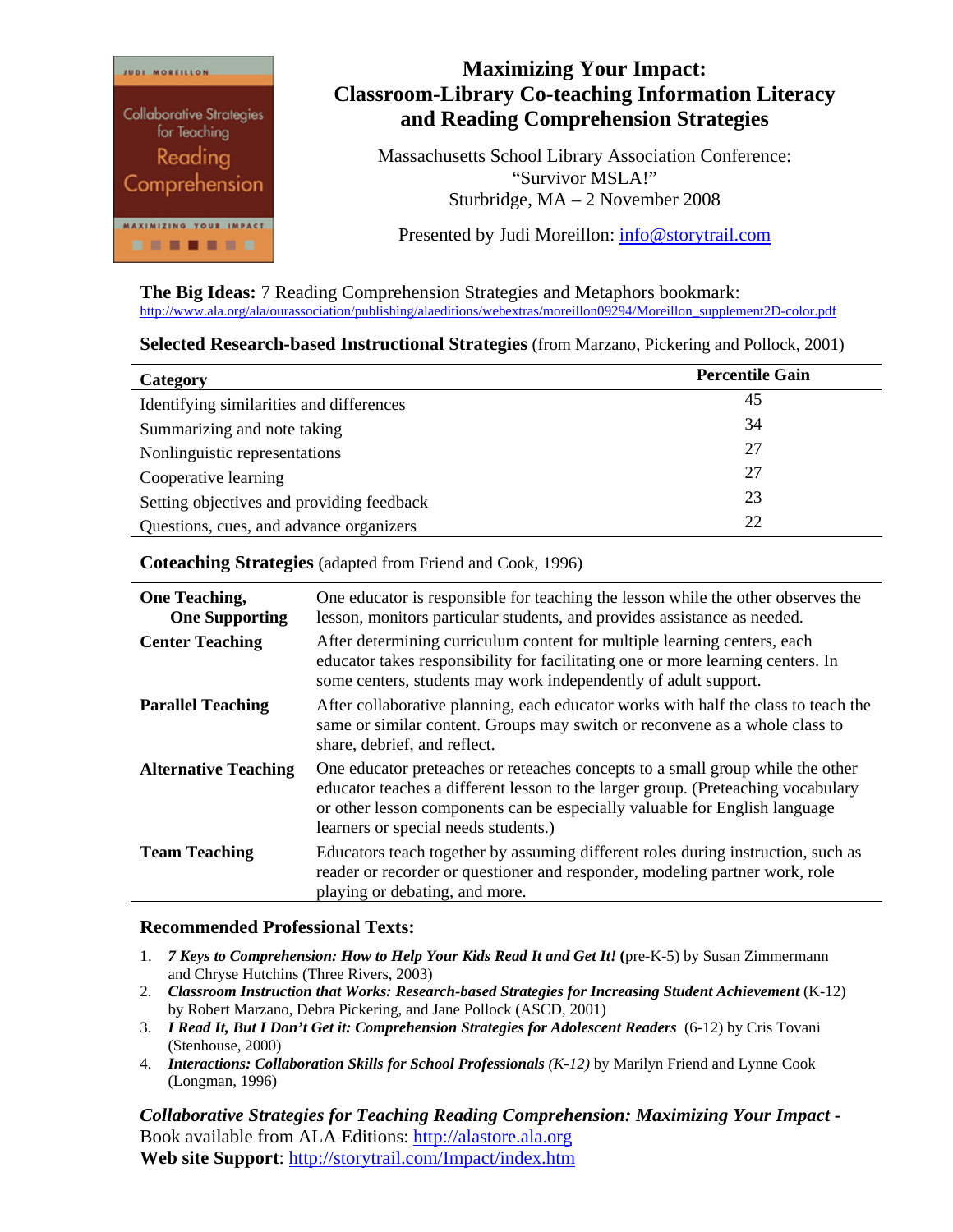# Maximizing Your Impact: Classroom-Library Co-teaching Information Literacy and Reading Comprehension Strategies

Massachusetts School Library Association Conference:
"Survivor MSLA!"
Sturbridge, MA – 2 November 2008

Presented by Judi Moreillon: info@storytrail.com

**The Big Ideas:** 7 Reading Comprehension Strategies and Metaphors bookmark:
http://www.ala.org/ala/ourassociation/publishing/alaeditions/webextras/moreillon09294/Moreillon_supplement2D-color.pdf

**Selected Research-based Instructional Strategies** (from Marzano, Pickering and Pollock, 2001)

| Category | Percentile Gain |
|---|---|
| Identifying similarities and differences | 45 |
| Summarizing and note taking | 34 |
| Nonlinguistic representations | 27 |
| Cooperative learning | 27 |
| Setting objectives and providing feedback | 23 |
| Questions, cues, and advance organizers | 22 |

**Coteaching Strategies** (adapted from Friend and Cook, 1996)

| | |
|---|---|
| **One Teaching, One Supporting** | One educator is responsible for teaching the lesson while the other observes the lesson, monitors particular students, and provides assistance as needed. |
| **Center Teaching** | After determining curriculum content for multiple learning centers, each educator takes responsibility for facilitating one or more learning centers. In some centers, students may work independently of adult support. |
| **Parallel Teaching** | After collaborative planning, each educator works with half the class to teach the same or similar content. Groups may switch or reconvene as a whole class to share, debrief, and reflect. |
| **Alternative Teaching** | One educator preteaches or reteaches concepts to a small group while the other educator teaches a different lesson to the larger group. (Preteaching vocabulary or other lesson components can be especially valuable for English language learners or special needs students.) |
| **Team Teaching** | Educators teach together by assuming different roles during instruction, such as reader or recorder or questioner and responder, modeling partner work, role playing or debating, and more. |

**Recommended Professional Texts:**

1. ***7 Keys to Comprehension: How to Help Your Kids Read It and Get It!*** **(**pre-K-5) by Susan Zimmermann and Chryse Hutchins (Three Rivers, 2003)
2. ***Classroom Instruction that Works: Research-based Strategies for Increasing Student Achievement*** (K-12) by Robert Marzano, Debra Pickering, and Jane Pollock (ASCD, 2001)
3. ***I Read It, But I Don't Get it: Comprehension Strategies for Adolescent Readers*** (6-12) by Cris Tovani (Stenhouse, 2000)
4. ***Interactions: Collaboration Skills for School Professionals*** *(K-12)* by Marilyn Friend and Lynne Cook (Longman, 1996)

***Collaborative Strategies for Teaching Reading Comprehension: Maximizing Your Impact*** **-**
Book available from ALA Editions: http://alastore.ala.org
**Web site Support**: http://storytrail.com/Impact/index.htm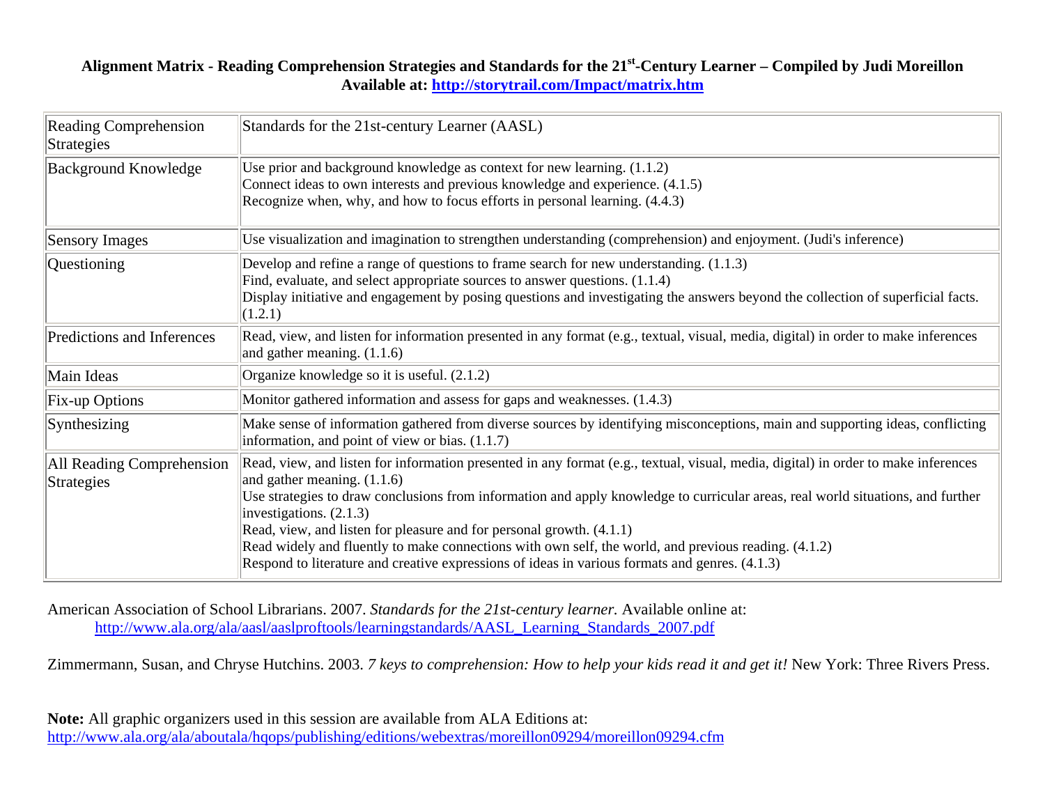**Alignment Matrix - Reading Comprehension Strategies and Standards for the 21st-Century Learner – Compiled by Judi Moreillon**
**Available at: [http://storytrail.com/Impact/matrix.htm](http://storytrail.com/Impact/matrix.htm)**

| Reading Comprehension Strategies | Standards for the 21st-century Learner (AASL) |
|---|---|
| Background Knowledge | Use prior and background knowledge as context for new learning. (1.1.2)<br>Connect ideas to own interests and previous knowledge and experience. (4.1.5)<br>Recognize when, why, and how to focus efforts in personal learning. (4.4.3) |
| Sensory Images | Use visualization and imagination to strengthen understanding (comprehension) and enjoyment. (Judi's inference) |
| Questioning | Develop and refine a range of questions to frame search for new understanding. (1.1.3)<br>Find, evaluate, and select appropriate sources to answer questions. (1.1.4)<br>Display initiative and engagement by posing questions and investigating the answers beyond the collection of superficial facts. (1.2.1) |
| Predictions and Inferences | Read, view, and listen for information presented in any format (e.g., textual, visual, media, digital) in order to make inferences and gather meaning. (1.1.6) |
| Main Ideas | Organize knowledge so it is useful. (2.1.2) |
| Fix-up Options | Monitor gathered information and assess for gaps and weaknesses. (1.4.3) |
| Synthesizing | Make sense of information gathered from diverse sources by identifying misconceptions, main and supporting ideas, conflicting information, and point of view or bias. (1.1.7) |
| All Reading Comprehension Strategies | Read, view, and listen for information presented in any format (e.g., textual, visual, media, digital) in order to make inferences and gather meaning. (1.1.6)<br>Use strategies to draw conclusions from information and apply knowledge to curricular areas, real world situations, and further investigations. (2.1.3)<br>Read, view, and listen for pleasure and for personal growth. (4.1.1)<br>Read widely and fluently to make connections with own self, the world, and previous reading. (4.1.2)<br>Respond to literature and creative expressions of ideas in various formats and genres. (4.1.3) |

American Association of School Librarians. 2007. *Standards for the 21st-century learner.* Available online at: [http://www.ala.org/ala/aasl/aaslproftools/learningstandards/AASL_Learning_Standards_2007.pdf](http://www.ala.org/ala/aasl/aaslproftools/learningstandards/AASL_Learning_Standards_2007.pdf)

Zimmermann, Susan, and Chryse Hutchins. 2003. *7 keys to comprehension: How to help your kids read it and get it!* New York: Three Rivers Press.

**Note:** All graphic organizers used in this session are available from ALA Editions at: [http://www.ala.org/ala/aboutala/hqops/publishing/editions/webextras/moreillon09294/moreillon09294.cfm](http://www.ala.org/ala/aboutala/hqops/publishing/editions/webextras/moreillon09294/moreillon09294.cfm)